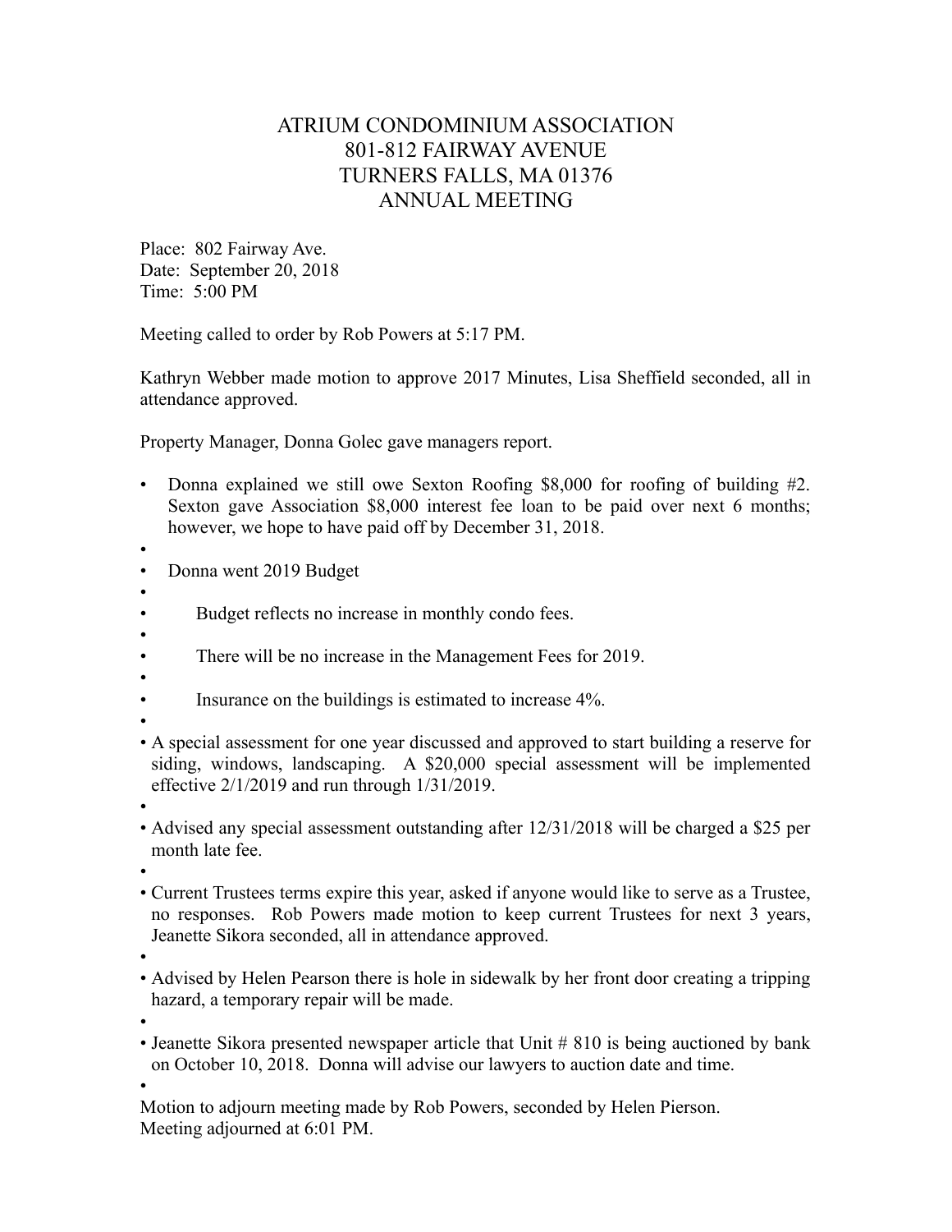# ATRIUM CONDOMINIUM ASSOCIATION
# 801-812 FAIRWAY AVENUE
# TURNERS FALLS, MA 01376
# ANNUAL MEETING

Place: 802 Fairway Ave.
Date: September 20, 2018
Time: 5:00 PM

Meeting called to order by Rob Powers at 5:17 PM.

Kathryn Webber made motion to approve 2017 Minutes, Lisa Sheffield seconded, all in attendance approved.

Property Manager, Donna Golec gave managers report.

- Donna explained we still owe Sexton Roofing $8,000 for roofing of building #2. Sexton gave Association $8,000 interest fee loan to be paid over next 6 months; however, we hope to have paid off by December 31, 2018.
- Donna went 2019 Budget
    - Budget reflects no increase in monthly condo fees.
    - There will be no increase in the Management Fees for 2019.
    - Insurance on the buildings is estimated to increase 4%.
- A special assessment for one year discussed and approved to start building a reserve for siding, windows, landscaping. A $20,000 special assessment will be implemented effective 2/1/2019 and run through 1/31/2019.
- Advised any special assessment outstanding after 12/31/2018 will be charged a $25 per month late fee.
- Current Trustees terms expire this year, asked if anyone would like to serve as a Trustee, no responses. Rob Powers made motion to keep current Trustees for next 3 years, Jeanette Sikora seconded, all in attendance approved.
- Advised by Helen Pearson there is hole in sidewalk by her front door creating a tripping hazard, a temporary repair will be made.
- Jeanette Sikora presented newspaper article that Unit # 810 is being auctioned by bank on October 10, 2018. Donna will advise our lawyers to auction date and time.

Motion to adjourn meeting made by Rob Powers, seconded by Helen Pierson.
Meeting adjourned at 6:01 PM.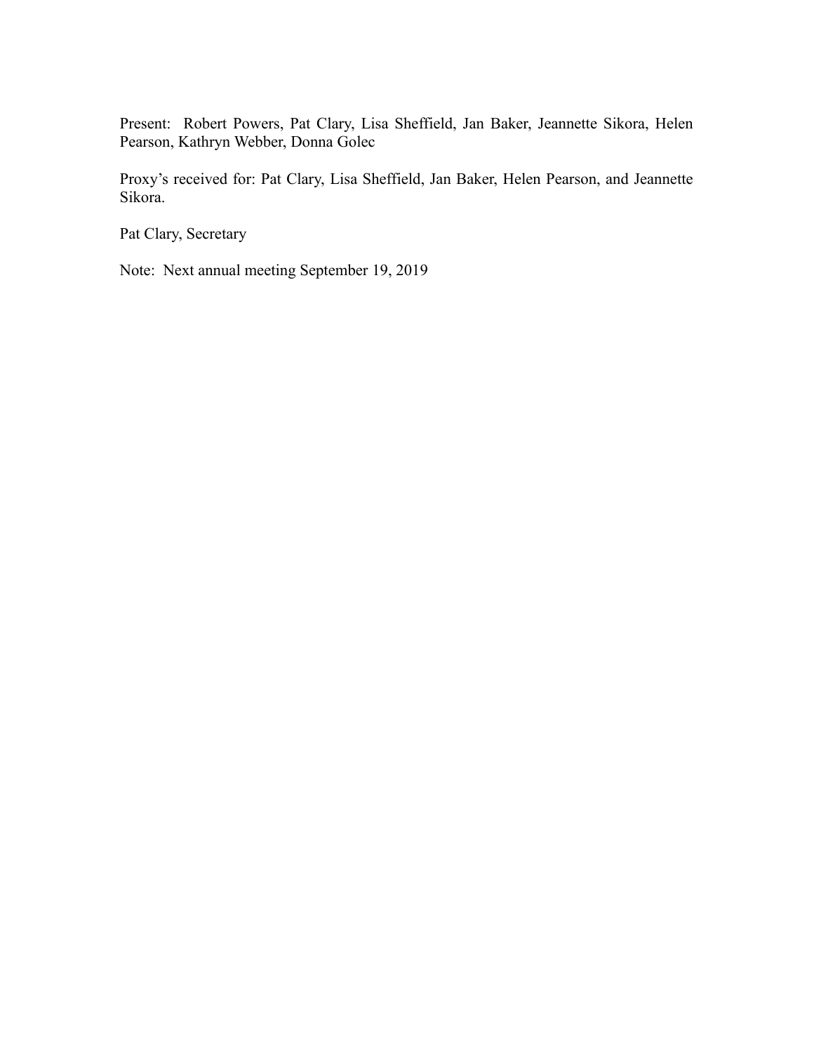Present: Robert Powers, Pat Clary, Lisa Sheffield, Jan Baker, Jeannette Sikora, Helen Pearson, Kathryn Webber, Donna Golec

Proxy's received for: Pat Clary, Lisa Sheffield, Jan Baker, Helen Pearson, and Jeannette Sikora.

Pat Clary, Secretary

Note: Next annual meeting September 19, 2019